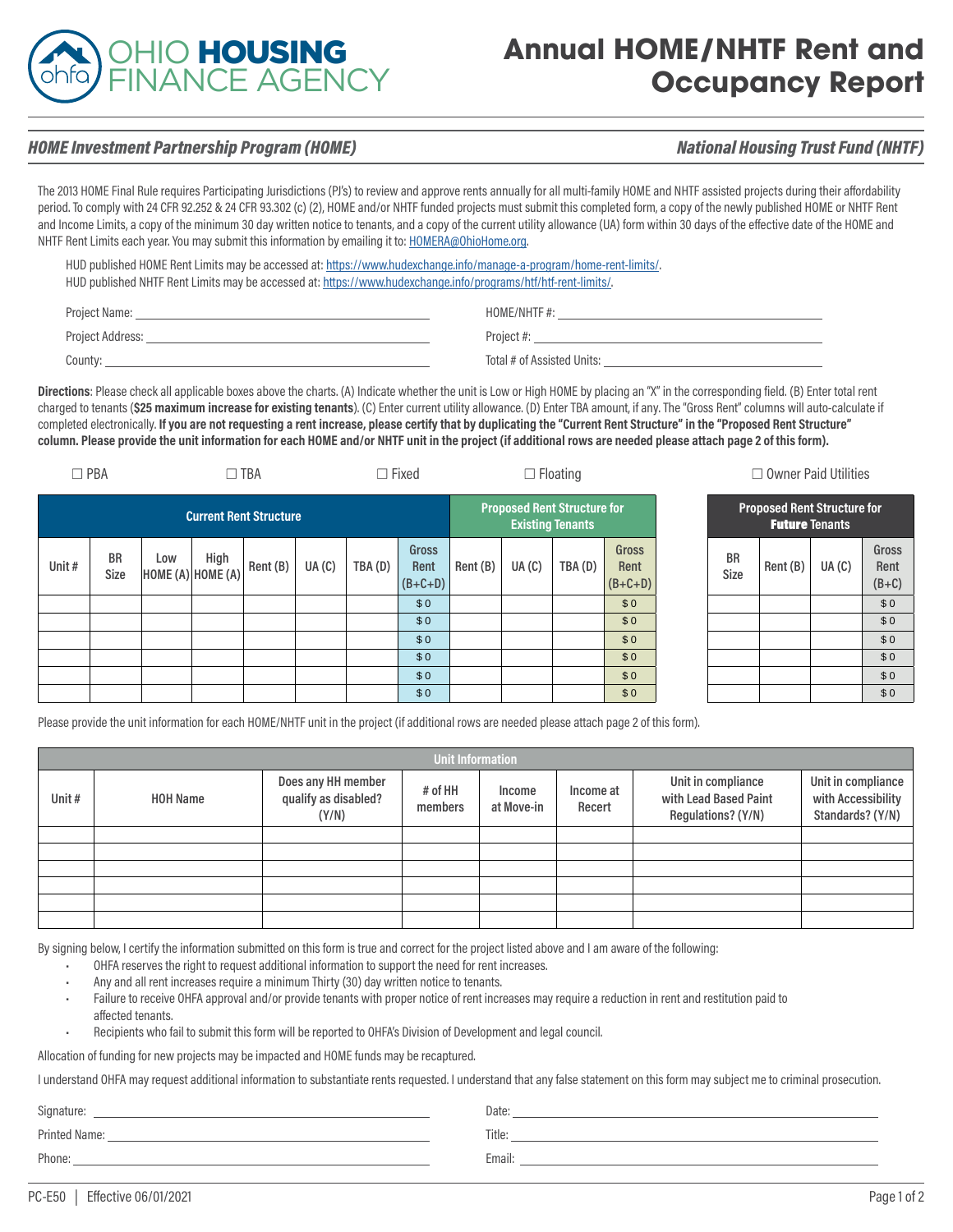# OHIO HOUSING FINANCE AGENCY

# Annual HOME/NHTF Rent and Occupancy Report

***HOME Investment Partnership Program (HOME)*** ***National Housing Trust Fund (NHTF)***

The 2013 HOME Final Rule requires Participating Jurisdictions (PJ's) to review and approve rents annually for all multi-family HOME and NHTF assisted projects during their affordability period. To comply with 24 CFR 92.252 & 24 CFR 93.302 (c) (2), HOME and/or NHTF funded projects must submit this completed form, a copy of the newly published HOME or NHTF Rent and Income Limits, a copy of the minimum 30 day written notice to tenants, and a copy of the current utility allowance (UA) form within 30 days of the effective date of the HOME and NHTF Rent Limits each year. You may submit this information by emailing it to: HOMERA@OhioHome.org.

HUD published HOME Rent Limits may be accessed at: https://www.hudexchange.info/manage-a-program/home-rent-limits/.
HUD published NHTF Rent Limits may be accessed at: https://www.hudexchange.info/programs/htf/htf-rent-limits/.

Project Name: ____________________ HOME/NHTF #: ____________________

Project Address: ____________________ Project #: ____________________

County: ____________________ Total # of Assisted Units: ____________________

**Directions**: Please check all applicable boxes above the charts. (A) Indicate whether the unit is Low or High HOME by placing an "X" in the corresponding field. (B) Enter total rent charged to tenants (**$25 maximum increase for existing tenants**). (C) Enter current utility allowance. (D) Enter TBA amount, if any. The "Gross Rent" columns will auto-calculate if completed electronically. **If you are not requesting a rent increase, please certify that by duplicating the "Current Rent Structure" in the "Proposed Rent Structure" column. Please provide the unit information for each HOME and/or NHTF unit in the project (if additional rows are needed please attach page 2 of this form).**

☐ PBA ☐ TBA ☐ Fixed ☐ Floating ☐ Owner Paid Utilities

| Current Rent Structure | | | | | | | | Proposed Rent Structure for Existing Tenants | | | |
|---|---|---|---|---|---|---|---|---|---|---|---|
| Unit # | BR Size | Low HOME (A) | High HOME (A) | Rent (B) | UA (C) | TBA (D) | Gross Rent (B+C+D) | Rent (B) | UA (C) | TBA (D) | Gross Rent (B+C+D) |
| | | | | | | | $ 0 | | | | $ 0 |
| | | | | | | | $ 0 | | | | $ 0 |
| | | | | | | | $ 0 | | | | $ 0 |
| | | | | | | | $ 0 | | | | $ 0 |
| | | | | | | | $ 0 | | | | $ 0 |
| | | | | | | | $ 0 | | | | $ 0 |

| Proposed Rent Structure for **Future** Tenants | | | |
|---|---|---|---|
| BR Size | Rent (B) | UA (C) | Gross Rent (B+C) |
| | | | $ 0 |
| | | | $ 0 |
| | | | $ 0 |
| | | | $ 0 |
| | | | $ 0 |
| | | | $ 0 |

Please provide the unit information for each HOME/NHTF unit in the project (if additional rows are needed please attach page 2 of this form).

| Unit Information | | | | | | | |
|---|---|---|---|---|---|---|---|
| Unit # | HOH Name | Does any HH member qualify as disabled? (Y/N) | # of HH members | Income at Move-in | Income at Recert | Unit in compliance with Lead Based Paint Regulations? (Y/N) | Unit in compliance with Accessibility Standards? (Y/N) |
| | | | | | | | |
| | | | | | | | |
| | | | | | | | |
| | | | | | | | |
| | | | | | | | |
| | | | | | | | |

By signing below, I certify the information submitted on this form is true and correct for the project listed above and I am aware of the following:

- OHFA reserves the right to request additional information to support the need for rent increases.
- Any and all rent increases require a minimum Thirty (30) day written notice to tenants.
- Failure to receive OHFA approval and/or provide tenants with proper notice of rent increases may require a reduction in rent and restitution paid to affected tenants.
- Recipients who fail to submit this form will be reported to OHFA's Division of Development and legal council.

Allocation of funding for new projects may be impacted and HOME funds may be recaptured.

I understand OHFA may request additional information to substantiate rents requested. I understand that any false statement on this form may subject me to criminal prosecution.

Signature: ____________________ Date: ____________________

Printed Name: ____________________ Title: ____________________

Phone: ____________________ Email: ____________________

PC-E50 | Effective 06/01/2021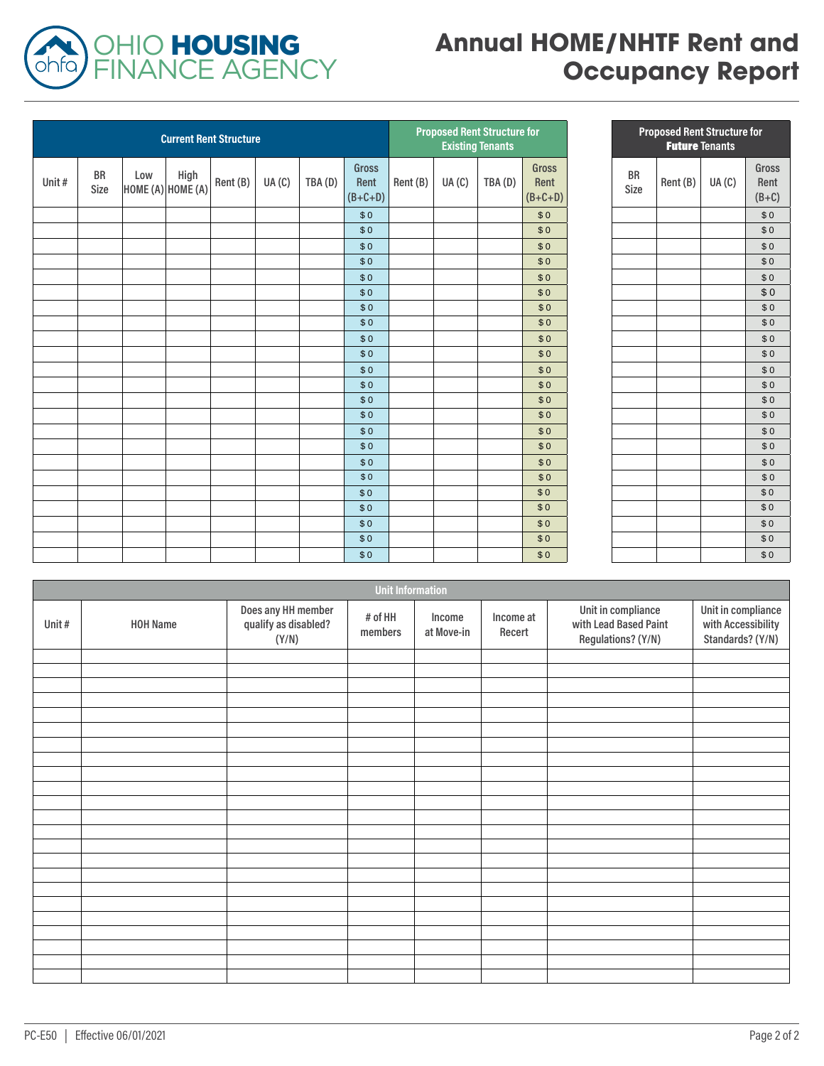# Annual HOME/NHTF Rent and Occupancy Report

| Current Rent Structure | | | | | | | | Proposed Rent Structure for Existing Tenants | | | |
|---|---|---|---|---|---|---|---|---|---|---|---|
| Unit # | BR Size | Low HOME (A) | High HOME (A) | Rent (B) | UA (C) | TBA (D) | Gross Rent (B+C+D) | Rent (B) | UA (C) | TBA (D) | Gross Rent (B+C+D) |
| | | | | | | | $ 0 | | | | $ 0 |
| | | | | | | | $ 0 | | | | $ 0 |
| | | | | | | | $ 0 | | | | $ 0 |
| | | | | | | | $ 0 | | | | $ 0 |
| | | | | | | | $ 0 | | | | $ 0 |
| | | | | | | | $ 0 | | | | $ 0 |
| | | | | | | | $ 0 | | | | $ 0 |
| | | | | | | | $ 0 | | | | $ 0 |
| | | | | | | | $ 0 | | | | $ 0 |
| | | | | | | | $ 0 | | | | $ 0 |
| | | | | | | | $ 0 | | | | $ 0 |
| | | | | | | | $ 0 | | | | $ 0 |
| | | | | | | | $ 0 | | | | $ 0 |
| | | | | | | | $ 0 | | | | $ 0 |
| | | | | | | | $ 0 | | | | $ 0 |
| | | | | | | | $ 0 | | | | $ 0 |
| | | | | | | | $ 0 | | | | $ 0 |
| | | | | | | | $ 0 | | | | $ 0 |
| | | | | | | | $ 0 | | | | $ 0 |
| | | | | | | | $ 0 | | | | $ 0 |
| | | | | | | | $ 0 | | | | $ 0 |
| | | | | | | | $ 0 | | | | $ 0 |
| | | | | | | | $ 0 | | | | $ 0 |

| Proposed Rent Structure for **Future** Tenants | | | |
|---|---|---|---|
| BR Size | Rent (B) | UA (C) | Gross Rent (B+C) |
| | | | $ 0 |
| | | | $ 0 |
| | | | $ 0 |
| | | | $ 0 |
| | | | $ 0 |
| | | | $ 0 |
| | | | $ 0 |
| | | | $ 0 |
| | | | $ 0 |
| | | | $ 0 |
| | | | $ 0 |
| | | | $ 0 |
| | | | $ 0 |
| | | | $ 0 |
| | | | $ 0 |
| | | | $ 0 |
| | | | $ 0 |
| | | | $ 0 |
| | | | $ 0 |
| | | | $ 0 |
| | | | $ 0 |
| | | | $ 0 |
| | | | $ 0 |

| Unit Information | | | | | | | |
|---|---|---|---|---|---|---|---|
| Unit # | HOH Name | Does any HH member qualify as disabled? (Y/N) | # of HH members | Income at Move-in | Income at Recert | Unit in compliance with Lead Based Paint Regulations? (Y/N) | Unit in compliance with Accessibility Standards? (Y/N) |
| | | | | | | | |
| | | | | | | | |
| | | | | | | | |
| | | | | | | | |
| | | | | | | | |
| | | | | | | | |
| | | | | | | | |
| | | | | | | | |
| | | | | | | | |
| | | | | | | | |
| | | | | | | | |
| | | | | | | | |
| | | | | | | | |
| | | | | | | | |
| | | | | | | | |
| | | | | | | | |
| | | | | | | | |
| | | | | | | | |
| | | | | | | | |
| | | | | | | | |
| | | | | | | | |
| | | | | | | | |
| | | | | | | | |

PC-E50 | Effective 06/01/2021